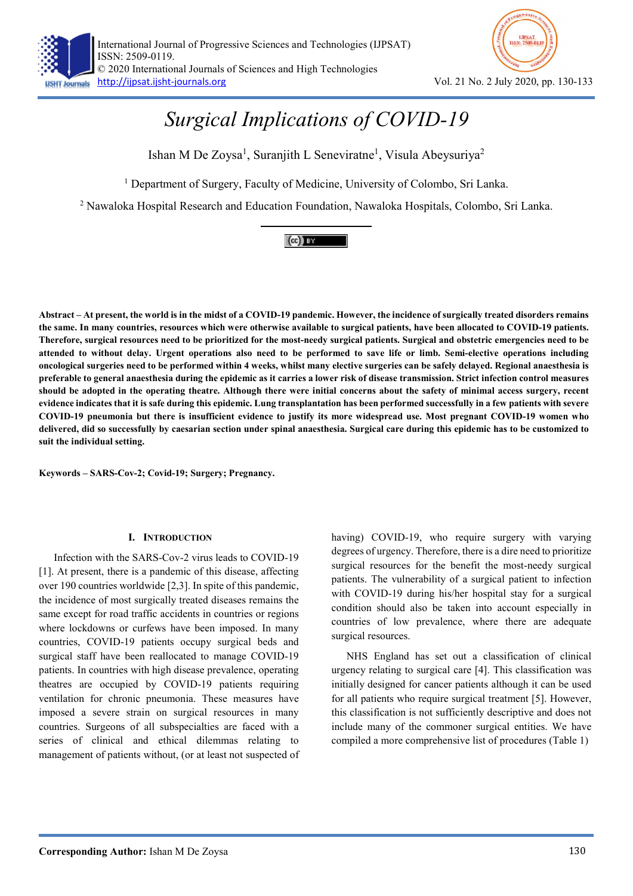# Surgical Implications of COVID-19

Ishan M De Zoysa[1], Suranjith L Seneviratne[1], Visula Abeysuriya[2]

[1] Department of Surgery, Faculty of Medicine, University of Colombo, Sri Lanka.

[2] Nawaloka Hospital Research and Education Foundation, Nawaloka Hospitals, Colombo, Sri Lanka.

**Abstract – At present, the world is in the midst of a COVID-19 pandemic. However, the incidence of surgically treated disorders remains the same. In many countries, resources which were otherwise available to surgical patients, have been allocated to COVID-19 patients. Therefore, surgical resources need to be prioritized for the most-needy surgical patients. Surgical and obstetric emergencies need to be attended to without delay. Urgent operations also need to be performed to save life or limb. Semi-elective operations including oncological surgeries need to be performed within 4 weeks, whilst many elective surgeries can be safely delayed. Regional anaesthesia is preferable to general anaesthesia during the epidemic as it carries a lower risk of disease transmission. Strict infection control measures should be adopted in the operating theatre. Although there were initial concerns about the safety of minimal access surgery, recent evidence indicates that it is safe during this epidemic. Lung transplantation has been performed successfully in a few patients with severe COVID-19 pneumonia but there is insufficient evidence to justify its more widespread use. Most pregnant COVID-19 women who delivered, did so successfully by caesarian section under spinal anaesthesia. Surgical care during this epidemic has to be customized to suit the individual setting.**

**Keywords – SARS-Cov-2; Covid-19; Surgery; Pregnancy.**

## I. Introduction

Infection with the SARS-Cov-2 virus leads to COVID-19 [1]. At present, there is a pandemic of this disease, affecting over 190 countries worldwide [2,3]. In spite of this pandemic, the incidence of most surgically treated diseases remains the same except for road traffic accidents in countries or regions where lockdowns or curfews have been imposed. In many countries, COVID-19 patients occupy surgical beds and surgical staff have been reallocated to manage COVID-19 patients. In countries with high disease prevalence, operating theatres are occupied by COVID-19 patients requiring ventilation for chronic pneumonia. These measures have imposed a severe strain on surgical resources in many countries. Surgeons of all subspecialties are faced with a series of clinical and ethical dilemmas relating to management of patients without, (or at least not suspected of having) COVID-19, who require surgery with varying degrees of urgency. Therefore, there is a dire need to prioritize surgical resources for the benefit the most-needy surgical patients. The vulnerability of a surgical patient to infection with COVID-19 during his/her hospital stay for a surgical condition should also be taken into account especially in countries of low prevalence, where there are adequate surgical resources.

NHS England has set out a classification of clinical urgency relating to surgical care [4]. This classification was initially designed for cancer patients although it can be used for all patients who require surgical treatment [5]. However, this classification is not sufficiently descriptive and does not include many of the commoner surgical entities. We have compiled a more comprehensive list of procedures (Table 1)

**Corresponding Author:** Ishan M De Zoysa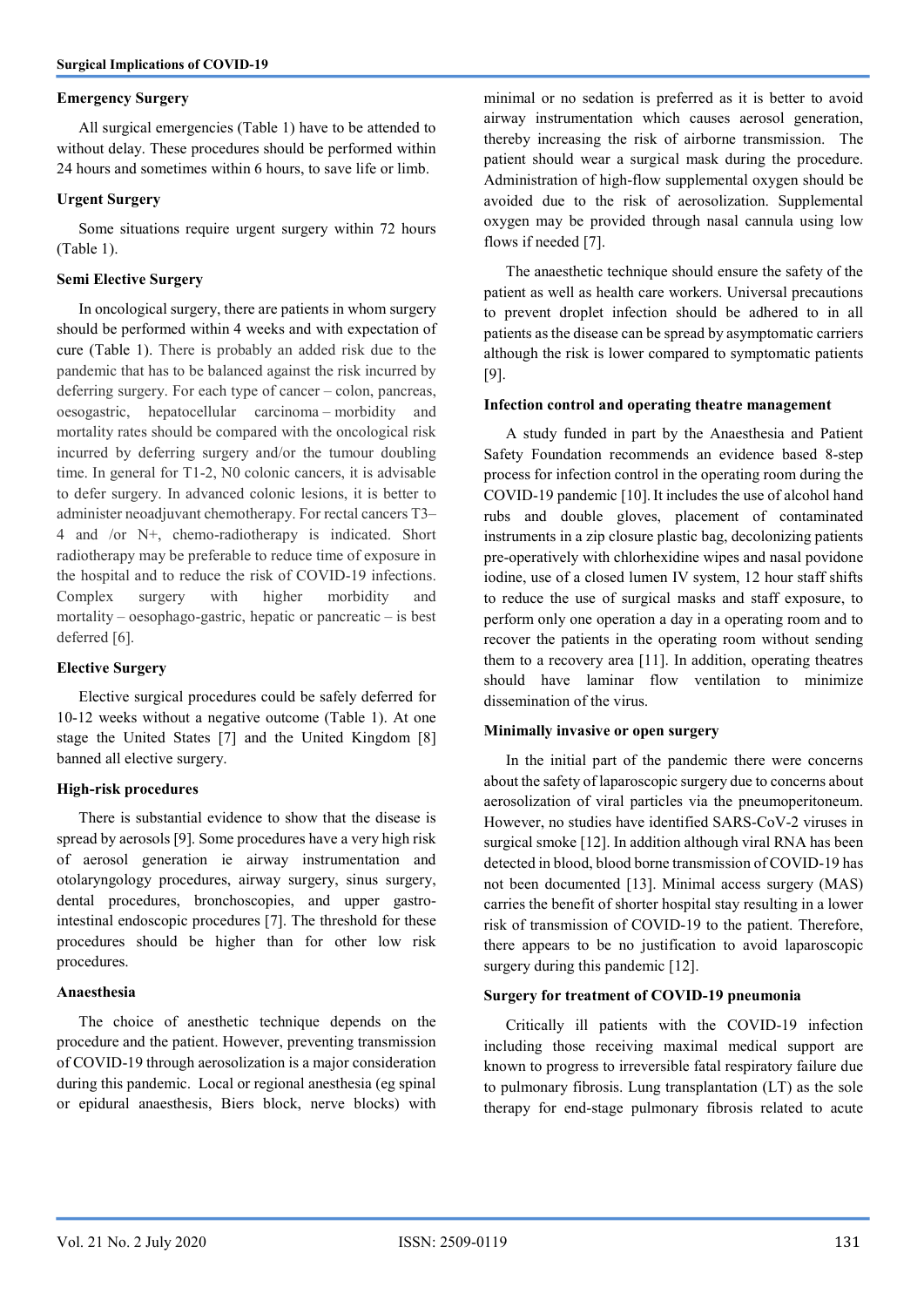### Emergency Surgery

All surgical emergencies (Table 1) have to be attended to without delay. These procedures should be performed within 24 hours and sometimes within 6 hours, to save life or limb.

### Urgent Surgery

Some situations require urgent surgery within 72 hours (Table 1).

### Semi Elective Surgery

In oncological surgery, there are patients in whom surgery should be performed within 4 weeks and with expectation of cure (Table 1). There is probably an added risk due to the pandemic that has to be balanced against the risk incurred by deferring surgery. For each type of cancer – colon, pancreas, oesogastric, hepatocellular carcinoma – morbidity and mortality rates should be compared with the oncological risk incurred by deferring surgery and/or the tumour doubling time. In general for T1-2, N0 colonic cancers, it is advisable to defer surgery. In advanced colonic lesions, it is better to administer neoadjuvant chemotherapy. For rectal cancers T3–4 and /or N+, chemo-radiotherapy is indicated. Short radiotherapy may be preferable to reduce time of exposure in the hospital and to reduce the risk of COVID-19 infections. Complex surgery with higher morbidity and mortality – oesophago-gastric, hepatic or pancreatic – is best deferred [6].

### Elective Surgery

Elective surgical procedures could be safely deferred for 10-12 weeks without a negative outcome (Table 1). At one stage the United States [7] and the United Kingdom [8] banned all elective surgery.

### High-risk procedures

There is substantial evidence to show that the disease is spread by aerosols [9]. Some procedures have a very high risk of aerosol generation ie airway instrumentation and otolaryngology procedures, airway surgery, sinus surgery, dental procedures, bronchoscopies, and upper gastro-intestinal endoscopic procedures [7]. The threshold for these procedures should be higher than for other low risk procedures.

### Anaesthesia

The choice of anesthetic technique depends on the procedure and the patient. However, preventing transmission of COVID-19 through aerosolization is a major consideration during this pandemic. Local or regional anesthesia (eg spinal or epidural anaesthesia, Biers block, nerve blocks) with minimal or no sedation is preferred as it is better to avoid airway instrumentation which causes aerosol generation, thereby increasing the risk of airborne transmission. The patient should wear a surgical mask during the procedure. Administration of high-flow supplemental oxygen should be avoided due to the risk of aerosolization. Supplemental oxygen may be provided through nasal cannula using low flows if needed [7].

The anaesthetic technique should ensure the safety of the patient as well as health care workers. Universal precautions to prevent droplet infection should be adhered to in all patients as the disease can be spread by asymptomatic carriers although the risk is lower compared to symptomatic patients [9].

### Infection control and operating theatre management

A study funded in part by the Anaesthesia and Patient Safety Foundation recommends an evidence based 8-step process for infection control in the operating room during the COVID-19 pandemic [10]. It includes the use of alcohol hand rubs and double gloves, placement of contaminated instruments in a zip closure plastic bag, decolonizing patients pre-operatively with chlorhexidine wipes and nasal povidone iodine, use of a closed lumen IV system, 12 hour staff shifts to reduce the use of surgical masks and staff exposure, to perform only one operation a day in a operating room and to recover the patients in the operating room without sending them to a recovery area [11]. In addition, operating theatres should have laminar flow ventilation to minimize dissemination of the virus.

### Minimally invasive or open surgery

In the initial part of the pandemic there were concerns about the safety of laparoscopic surgery due to concerns about aerosolization of viral particles via the pneumoperitoneum. However, no studies have identified SARS-CoV-2 viruses in surgical smoke [12]. In addition although viral RNA has been detected in blood, blood borne transmission of COVID-19 has not been documented [13]. Minimal access surgery (MAS) carries the benefit of shorter hospital stay resulting in a lower risk of transmission of COVID-19 to the patient. Therefore, there appears to be no justification to avoid laparoscopic surgery during this pandemic [12].

### Surgery for treatment of COVID-19 pneumonia

Critically ill patients with the COVID-19 infection including those receiving maximal medical support are known to progress to irreversible fatal respiratory failure due to pulmonary fibrosis. Lung transplantation (LT) as the sole therapy for end-stage pulmonary fibrosis related to acute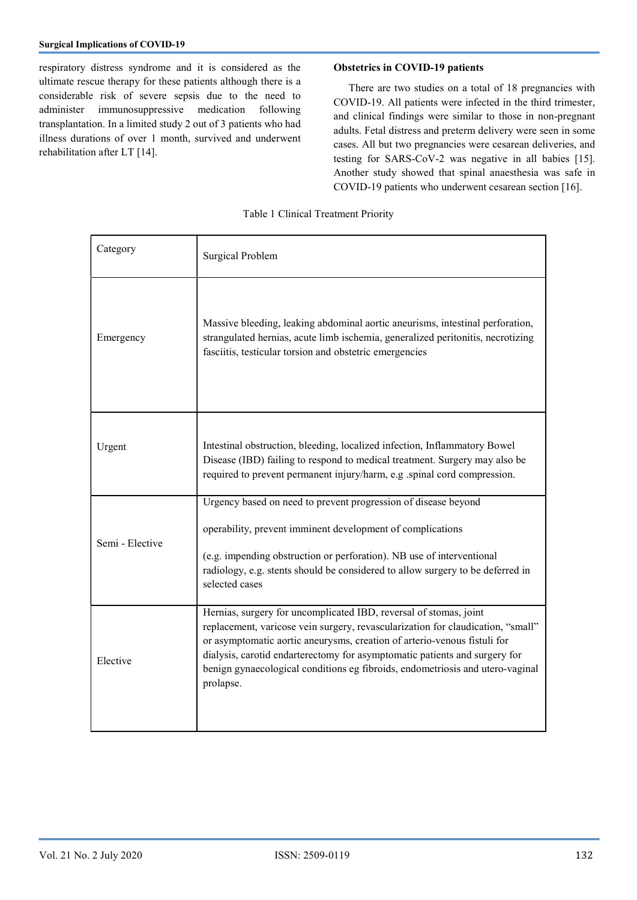respiratory distress syndrome and it is considered as the ultimate rescue therapy for these patients although there is a considerable risk of severe sepsis due to the need to administer immunosuppressive medication following transplantation. In a limited study 2 out of 3 patients who had illness durations of over 1 month, survived and underwent rehabilitation after LT [14].

**Obstetrics in COVID-19 patients**

There are two studies on a total of 18 pregnancies with COVID-19. All patients were infected in the third trimester, and clinical findings were similar to those in non-pregnant adults. Fetal distress and preterm delivery were seen in some cases. All but two pregnancies were cesarean deliveries, and testing for SARS-CoV-2 was negative in all babies [15]. Another study showed that spinal anaesthesia was safe in COVID-19 patients who underwent cesarean section [16].

Table 1 Clinical Treatment Priority

| Category | Surgical Problem |
|---|---|
| Emergency | Massive bleeding, leaking abdominal aortic aneurisms, intestinal perforation, strangulated hernias, acute limb ischemia, generalized peritonitis, necrotizing fasciitis, testicular torsion and obstetric emergencies |
| Urgent | Intestinal obstruction, bleeding, localized infection, Inflammatory Bowel Disease (IBD) failing to respond to medical treatment. Surgery may also be required to prevent permanent injury/harm, e.g .spinal cord compression. |
| Semi - Elective | Urgency based on need to prevent progression of disease beyond operability, prevent imminent development of complications (e.g. impending obstruction or perforation). NB use of interventional radiology, e.g. stents should be considered to allow surgery to be deferred in selected cases |
| Elective | Hernias, surgery for uncomplicated IBD, reversal of stomas, joint replacement, varicose vein surgery, revascularization for claudication, "small" or asymptomatic aortic aneurysms, creation of arterio-venous fistuli for dialysis, carotid endarterectomy for asymptomatic patients and surgery for benign gynaecological conditions eg fibroids, endometriosis and utero-vaginal prolapse. |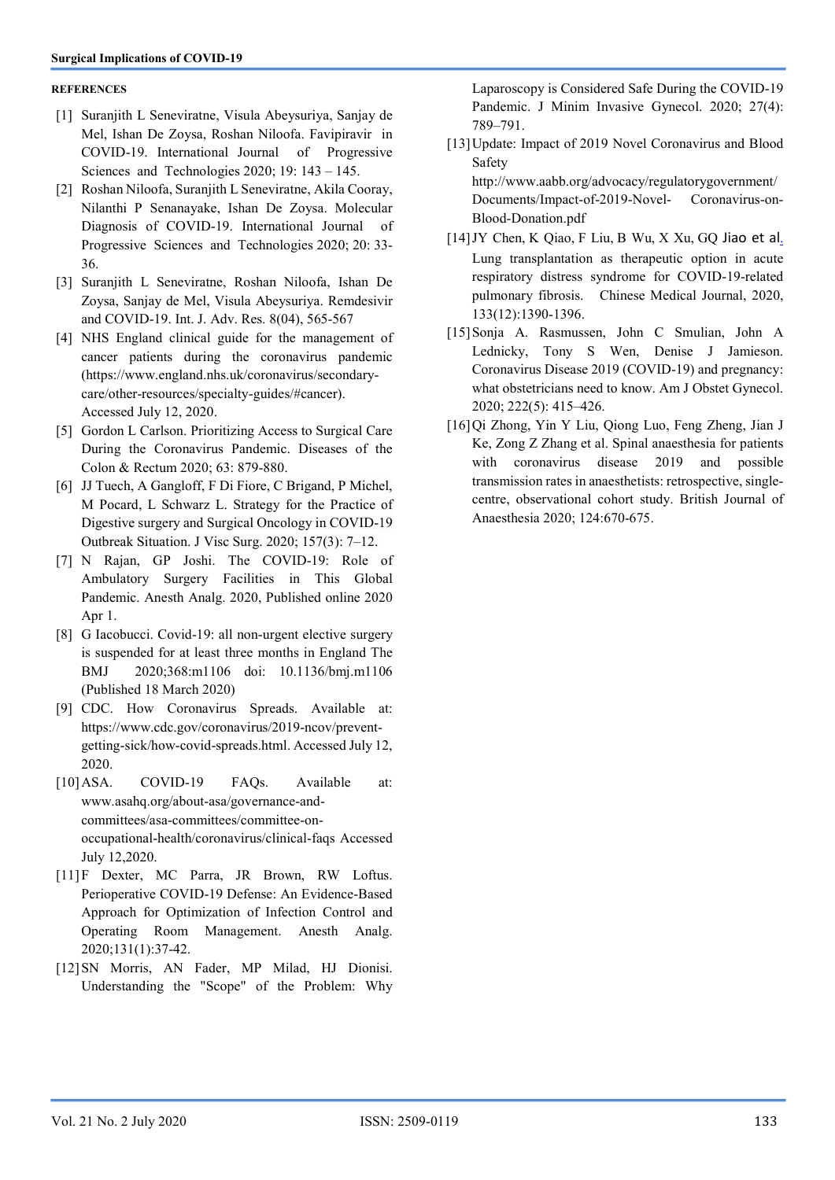## REFERENCES

[1] Suranjith L Seneviratne, Visula Abeysuriya, Sanjay de Mel, Ishan De Zoysa, Roshan Niloofa. Favipiravir in COVID-19. International Journal of Progressive Sciences and Technologies 2020; 19: 143 – 145.

[2] Roshan Niloofa, Suranjith L Seneviratne, Akila Cooray, Nilanthi P Senanayake, Ishan De Zoysa. Molecular Diagnosis of COVID-19. International Journal of Progressive Sciences and Technologies 2020; 20: 33-36.

[3] Suranjith L Seneviratne, Roshan Niloofa, Ishan De Zoysa, Sanjay de Mel, Visula Abeysuriya. Remdesivir and COVID-19. Int. J. Adv. Res. 8(04), 565-567

[4] NHS England clinical guide for the management of cancer patients during the coronavirus pandemic (https://www.england.nhs.uk/coronavirus/secondary-care/other-resources/specialty-guides/#cancer). Accessed July 12, 2020.

[5] Gordon L Carlson. Prioritizing Access to Surgical Care During the Coronavirus Pandemic. Diseases of the Colon & Rectum 2020; 63: 879-880.

[6] JJ Tuech, A Gangloff, F Di Fiore, C Brigand, P Michel, M Pocard, L Schwarz L. Strategy for the Practice of Digestive surgery and Surgical Oncology in COVID-19 Outbreak Situation. J Visc Surg. 2020; 157(3): 7–12.

[7] N Rajan, GP Joshi. The COVID-19: Role of Ambulatory Surgery Facilities in This Global Pandemic. Anesth Analg. 2020, Published online 2020 Apr 1.

[8] G Iacobucci. Covid-19: all non-urgent elective surgery is suspended for at least three months in England The BMJ 2020;368:m1106 doi: 10.1136/bmj.m1106 (Published 18 March 2020)

[9] CDC. How Coronavirus Spreads. Available at: https://www.cdc.gov/coronavirus/2019-ncov/prevent-getting-sick/how-covid-spreads.html. Accessed July 12, 2020.

[10] ASA. COVID-19 FAQs. Available at: www.asahq.org/about-asa/governance-and-committees/asa-committees/committee-on-occupational-health/coronavirus/clinical-faqs Accessed July 12,2020.

[11] F Dexter, MC Parra, JR Brown, RW Loftus. Perioperative COVID-19 Defense: An Evidence-Based Approach for Optimization of Infection Control and Operating Room Management. Anesth Analg. 2020;131(1):37-42.

[12] SN Morris, AN Fader, MP Milad, HJ Dionisi. Understanding the "Scope" of the Problem: Why Laparoscopy is Considered Safe During the COVID-19 Pandemic. J Minim Invasive Gynecol. 2020; 27(4): 789–791.

[13] Update: Impact of 2019 Novel Coronavirus and Blood Safety http://www.aabb.org/advocacy/regulatorygovernment/Documents/Impact-of-2019-Novel-Coronavirus-on-Blood-Donation.pdf

[14] JY Chen, K Qiao, F Liu, B Wu, X Xu, GQ Jiao et al. Lung transplantation as therapeutic option in acute respiratory distress syndrome for COVID-19-related pulmonary fibrosis. Chinese Medical Journal, 2020, 133(12):1390-1396.

[15] Sonja A. Rasmussen, John C Smulian, John A Lednicky, Tony S Wen, Denise J Jamieson. Coronavirus Disease 2019 (COVID-19) and pregnancy: what obstetricians need to know. Am J Obstet Gynecol. 2020; 222(5): 415–426.

[16] Qi Zhong, Yin Y Liu, Qiong Luo, Feng Zheng, Jian J Ke, Zong Z Zhang et al. Spinal anaesthesia for patients with coronavirus disease 2019 and possible transmission rates in anaesthetists: retrospective, single-centre, observational cohort study. British Journal of Anaesthesia 2020; 124:670-675.